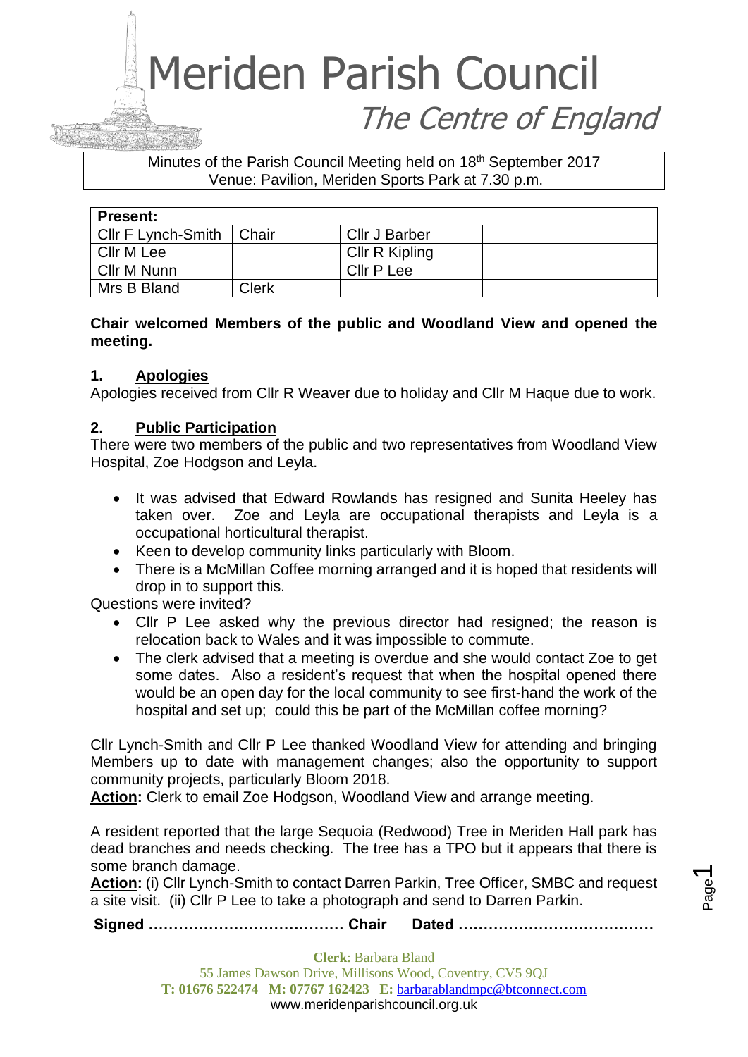# Meriden Parish Council

## The Centre of England

Minutes of the Parish Council Meeting held on 18th September 2017
Venue: Pavilion, Meriden Sports Park at 7.30 p.m.

| Present: | | | |
|---|---|---|---|
| Cllr F Lynch-Smith | Chair | Cllr J Barber | |
| Cllr M Lee | | Cllr R Kipling | |
| Cllr M Nunn | | Cllr P Lee | |
| Mrs B Bland | Clerk | | |

**Chair welcomed Members of the public and Woodland View and opened the meeting.**

### 1. Apologies

Apologies received from Cllr R Weaver due to holiday and Cllr M Haque due to work.

### 2. Public Participation

There were two members of the public and two representatives from Woodland View Hospital, Zoe Hodgson and Leyla.

- It was advised that Edward Rowlands has resigned and Sunita Heeley has taken over. Zoe and Leyla are occupational therapists and Leyla is a occupational horticultural therapist.
- Keen to develop community links particularly with Bloom.
- There is a McMillan Coffee morning arranged and it is hoped that residents will drop in to support this.

Questions were invited?

- Cllr P Lee asked why the previous director had resigned; the reason is relocation back to Wales and it was impossible to commute.
- The clerk advised that a meeting is overdue and she would contact Zoe to get some dates. Also a resident's request that when the hospital opened there would be an open day for the local community to see first-hand the work of the hospital and set up; could this be part of the McMillan coffee morning?

Cllr Lynch-Smith and Cllr P Lee thanked Woodland View for attending and bringing Members up to date with management changes; also the opportunity to support community projects, particularly Bloom 2018.

**Action:** Clerk to email Zoe Hodgson, Woodland View and arrange meeting.

A resident reported that the large Sequoia (Redwood) Tree in Meriden Hall park has dead branches and needs checking. The tree has a TPO but it appears that there is some branch damage.

**Action:** (i) Cllr Lynch-Smith to contact Darren Parkin, Tree Officer, SMBC and request a site visit. (ii) Cllr P Lee to take a photograph and send to Darren Parkin.

**Signed ………………………………… Chair Dated …………………………………**

**Clerk**: Barbara Bland
55 James Dawson Drive, Millisons Wood, Coventry, CV5 9QJ
**T:** 01676 522474 **M:** 07767 162423 **E:** barbarablandmpc@btconnect.com
www.meridenparishcouncil.org.uk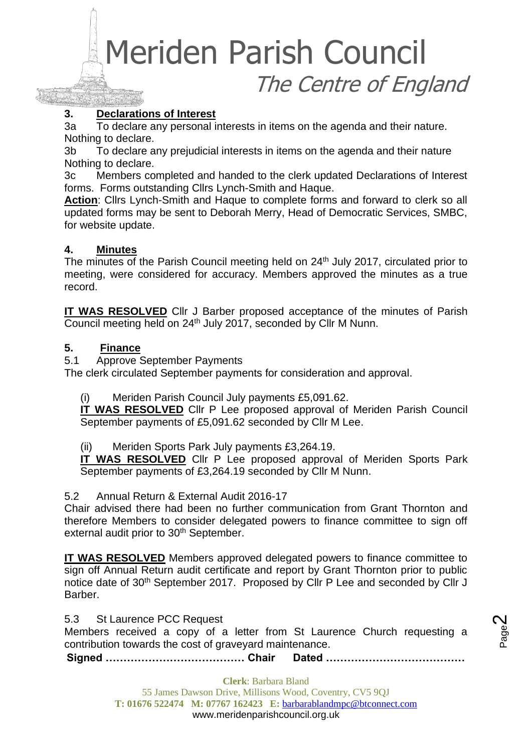## 3. Declarations of Interest

3a To declare any personal interests in items on the agenda and their nature.
Nothing to declare.

3b To declare any prejudicial interests in items on the agenda and their nature
Nothing to declare.

3c Members completed and handed to the clerk updated Declarations of Interest forms. Forms outstanding Cllrs Lynch-Smith and Haque.

**Action**: Cllrs Lynch-Smith and Haque to complete forms and forward to clerk so all updated forms may be sent to Deborah Merry, Head of Democratic Services, SMBC, for website update.

## 4. Minutes

The minutes of the Parish Council meeting held on 24th July 2017, circulated prior to meeting, were considered for accuracy. Members approved the minutes as a true record.

**IT WAS RESOLVED** Cllr J Barber proposed acceptance of the minutes of Parish Council meeting held on 24th July 2017, seconded by Cllr M Nunn.

## 5. Finance

5.1 Approve September Payments

The clerk circulated September payments for consideration and approval.

(i) Meriden Parish Council July payments £5,091.62.

**IT WAS RESOLVED** Cllr P Lee proposed approval of Meriden Parish Council September payments of £5,091.62 seconded by Cllr M Lee.

(ii) Meriden Sports Park July payments £3,264.19.

**IT WAS RESOLVED** Cllr P Lee proposed approval of Meriden Sports Park September payments of £3,264.19 seconded by Cllr M Nunn.

5.2 Annual Return & External Audit 2016-17

Chair advised there had been no further communication from Grant Thornton and therefore Members to consider delegated powers to finance committee to sign off external audit prior to 30th September.

**IT WAS RESOLVED** Members approved delegated powers to finance committee to sign off Annual Return audit certificate and report by Grant Thornton prior to public notice date of 30th September 2017. Proposed by Cllr P Lee and seconded by Cllr J Barber.

5.3 St Laurence PCC Request

Members received a copy of a letter from St Laurence Church requesting a contribution towards the cost of graveyard maintenance.

**Signed ………………………………… Chair Dated …………………………………**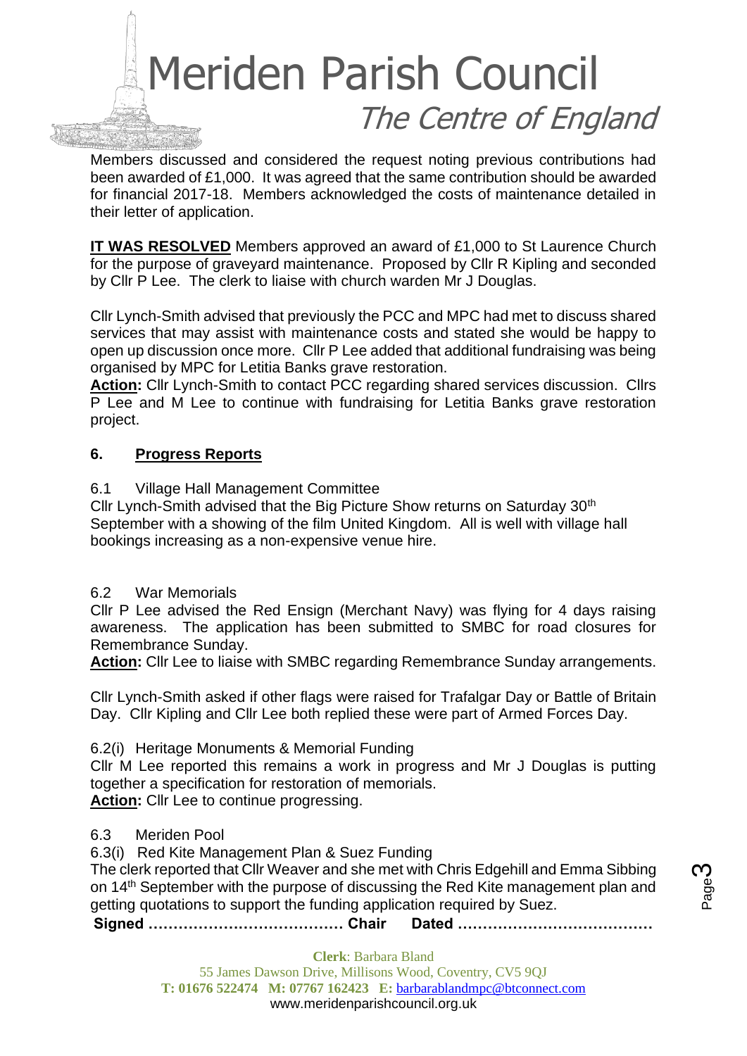Members discussed and considered the request noting previous contributions had been awarded of £1,000. It was agreed that the same contribution should be awarded for financial 2017-18. Members acknowledged the costs of maintenance detailed in their letter of application.

**IT WAS RESOLVED** Members approved an award of £1,000 to St Laurence Church for the purpose of graveyard maintenance. Proposed by Cllr R Kipling and seconded by Cllr P Lee. The clerk to liaise with church warden Mr J Douglas.

Cllr Lynch-Smith advised that previously the PCC and MPC had met to discuss shared services that may assist with maintenance costs and stated she would be happy to open up discussion once more. Cllr P Lee added that additional fundraising was being organised by MPC for Letitia Banks grave restoration.

**Action:** Cllr Lynch-Smith to contact PCC regarding shared services discussion. Cllrs P Lee and M Lee to continue with fundraising for Letitia Banks grave restoration project.

## 6. Progress Reports

6.1 Village Hall Management Committee

Cllr Lynch-Smith advised that the Big Picture Show returns on Saturday 30th September with a showing of the film United Kingdom. All is well with village hall bookings increasing as a non-expensive venue hire.

6.2 War Memorials

Cllr P Lee advised the Red Ensign (Merchant Navy) was flying for 4 days raising awareness. The application has been submitted to SMBC for road closures for Remembrance Sunday.

**Action:** Cllr Lee to liaise with SMBC regarding Remembrance Sunday arrangements.

Cllr Lynch-Smith asked if other flags were raised for Trafalgar Day or Battle of Britain Day. Cllr Kipling and Cllr Lee both replied these were part of Armed Forces Day.

6.2(i) Heritage Monuments & Memorial Funding

Cllr M Lee reported this remains a work in progress and Mr J Douglas is putting together a specification for restoration of memorials.

**Action:** Cllr Lee to continue progressing.

6.3 Meriden Pool

6.3(i) Red Kite Management Plan & Suez Funding

The clerk reported that Cllr Weaver and she met with Chris Edgehill and Emma Sibbing on 14th September with the purpose of discussing the Red Kite management plan and getting quotations to support the funding application required by Suez.

**Signed ………………………………… Chair Dated …………………………………**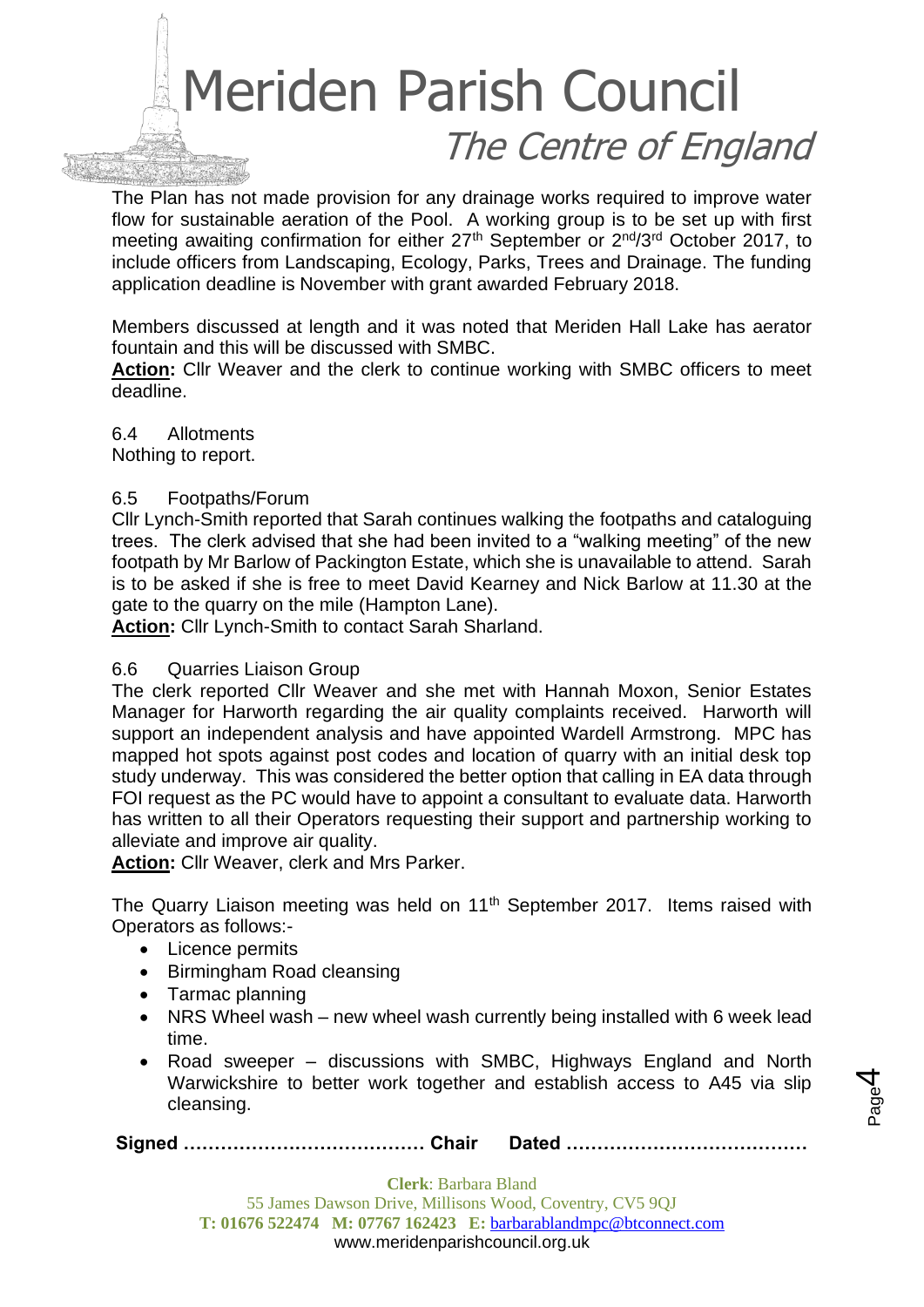The Plan has not made provision for any drainage works required to improve water flow for sustainable aeration of the Pool. A working group is to be set up with first meeting awaiting confirmation for either 27th September or 2nd/3rd October 2017, to include officers from Landscaping, Ecology, Parks, Trees and Drainage. The funding application deadline is November with grant awarded February 2018.

Members discussed at length and it was noted that Meriden Hall Lake has aerator fountain and this will be discussed with SMBC.

**Action:** Cllr Weaver and the clerk to continue working with SMBC officers to meet deadline.

6.4 Allotments

Nothing to report.

6.5 Footpaths/Forum

Cllr Lynch-Smith reported that Sarah continues walking the footpaths and cataloguing trees. The clerk advised that she had been invited to a "walking meeting" of the new footpath by Mr Barlow of Packington Estate, which she is unavailable to attend. Sarah is to be asked if she is free to meet David Kearney and Nick Barlow at 11.30 at the gate to the quarry on the mile (Hampton Lane).

**Action:** Cllr Lynch-Smith to contact Sarah Sharland.

6.6 Quarries Liaison Group

The clerk reported Cllr Weaver and she met with Hannah Moxon, Senior Estates Manager for Harworth regarding the air quality complaints received. Harworth will support an independent analysis and have appointed Wardell Armstrong. MPC has mapped hot spots against post codes and location of quarry with an initial desk top study underway. This was considered the better option that calling in EA data through FOI request as the PC would have to appoint a consultant to evaluate data. Harworth has written to all their Operators requesting their support and partnership working to alleviate and improve air quality.

**Action:** Cllr Weaver, clerk and Mrs Parker.

The Quarry Liaison meeting was held on 11th September 2017. Items raised with Operators as follows:-

- Licence permits
- Birmingham Road cleansing
- Tarmac planning
- NRS Wheel wash – new wheel wash currently being installed with 6 week lead time.
- Road sweeper – discussions with SMBC, Highways England and North Warwickshire to better work together and establish access to A45 via slip cleansing.

**Signed ………………………………… Chair Dated …………………………………**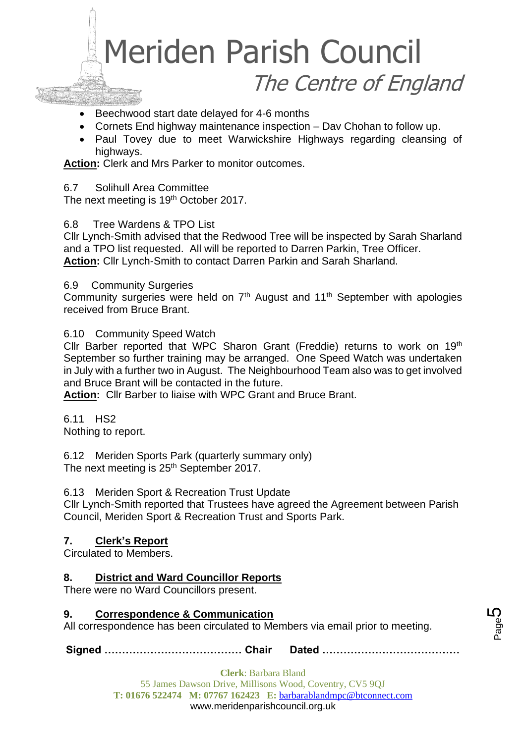- Beechwood start date delayed for 4-6 months
- Cornets End highway maintenance inspection – Dav Chohan to follow up.
- Paul Tovey due to meet Warwickshire Highways regarding cleansing of highways.

**Action:** Clerk and Mrs Parker to monitor outcomes.

6.7 Solihull Area Committee
The next meeting is 19th October 2017.

6.8 Tree Wardens & TPO List
Cllr Lynch-Smith advised that the Redwood Tree will be inspected by Sarah Sharland and a TPO list requested. All will be reported to Darren Parkin, Tree Officer.
**Action:** Cllr Lynch-Smith to contact Darren Parkin and Sarah Sharland.

6.9 Community Surgeries
Community surgeries were held on 7th August and 11th September with apologies received from Bruce Brant.

6.10 Community Speed Watch
Cllr Barber reported that WPC Sharon Grant (Freddie) returns to work on 19th September so further training may be arranged. One Speed Watch was undertaken in July with a further two in August. The Neighbourhood Team also was to get involved and Bruce Brant will be contacted in the future.
**Action:** Cllr Barber to liaise with WPC Grant and Bruce Brant.

6.11 HS2
Nothing to report.

6.12 Meriden Sports Park (quarterly summary only)
The next meeting is 25th September 2017.

6.13 Meriden Sport & Recreation Trust Update
Cllr Lynch-Smith reported that Trustees have agreed the Agreement between Parish Council, Meriden Sport & Recreation Trust and Sports Park.

## 7. Clerk's Report

Circulated to Members.

## 8. District and Ward Councillor Reports

There were no Ward Councillors present.

## 9. Correspondence & Communication

All correspondence has been circulated to Members via email prior to meeting.

**Signed ………………………………… Chair Dated …………………………………**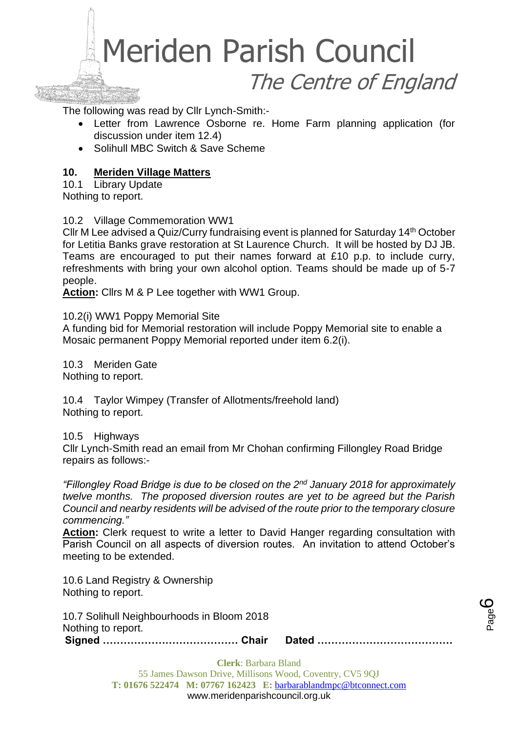The following was read by Cllr Lynch-Smith:-

- Letter from Lawrence Osborne re. Home Farm planning application (for discussion under item 12.4)
- Solihull MBC Switch & Save Scheme

## 10. Meriden Village Matters

10.1 Library Update
Nothing to report.

10.2 Village Commemoration WW1
Cllr M Lee advised a Quiz/Curry fundraising event is planned for Saturday 14th October for Letitia Banks grave restoration at St Laurence Church. It will be hosted by DJ JB. Teams are encouraged to put their names forward at £10 p.p. to include curry, refreshments with bring your own alcohol option. Teams should be made up of 5-7 people.
**Action:** Cllrs M & P Lee together with WW1 Group.

10.2(i) WW1 Poppy Memorial Site
A funding bid for Memorial restoration will include Poppy Memorial site to enable a Mosaic permanent Poppy Memorial reported under item 6.2(i).

10.3 Meriden Gate
Nothing to report.

10.4 Taylor Wimpey (Transfer of Allotments/freehold land)
Nothing to report.

10.5 Highways
Cllr Lynch-Smith read an email from Mr Chohan confirming Fillongley Road Bridge repairs as follows:-

*"Fillongley Road Bridge is due to be closed on the 2nd January 2018 for approximately twelve months. The proposed diversion routes are yet to be agreed but the Parish Council and nearby residents will be advised of the route prior to the temporary closure commencing."*

**Action:** Clerk request to write a letter to David Hanger regarding consultation with Parish Council on all aspects of diversion routes. An invitation to attend October's meeting to be extended.

10.6 Land Registry & Ownership
Nothing to report.

10.7 Solihull Neighbourhoods in Bloom 2018
Nothing to report.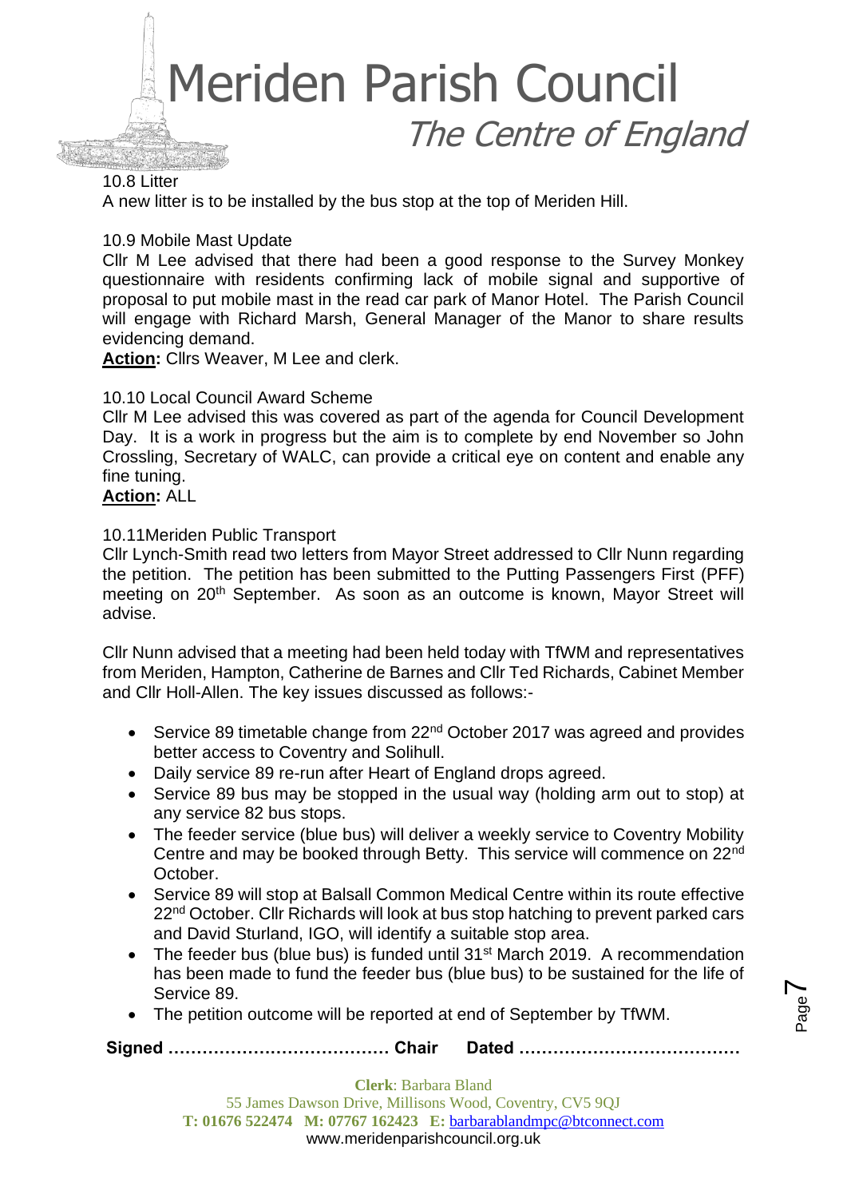10.8 Litter

A new litter is to be installed by the bus stop at the top of Meriden Hill.

10.9 Mobile Mast Update

Cllr M Lee advised that there had been a good response to the Survey Monkey questionnaire with residents confirming lack of mobile signal and supportive of proposal to put mobile mast in the read car park of Manor Hotel. The Parish Council will engage with Richard Marsh, General Manager of the Manor to share results evidencing demand.

**Action:** Cllrs Weaver, M Lee and clerk.

10.10 Local Council Award Scheme

Cllr M Lee advised this was covered as part of the agenda for Council Development Day. It is a work in progress but the aim is to complete by end November so John Crossling, Secretary of WALC, can provide a critical eye on content and enable any fine tuning.

**Action:** ALL

10.11Meriden Public Transport

Cllr Lynch-Smith read two letters from Mayor Street addressed to Cllr Nunn regarding the petition. The petition has been submitted to the Putting Passengers First (PFF) meeting on 20th September. As soon as an outcome is known, Mayor Street will advise.

Cllr Nunn advised that a meeting had been held today with TfWM and representatives from Meriden, Hampton, Catherine de Barnes and Cllr Ted Richards, Cabinet Member and Cllr Holl-Allen. The key issues discussed as follows:-

- Service 89 timetable change from 22nd October 2017 was agreed and provides better access to Coventry and Solihull.
- Daily service 89 re-run after Heart of England drops agreed.
- Service 89 bus may be stopped in the usual way (holding arm out to stop) at any service 82 bus stops.
- The feeder service (blue bus) will deliver a weekly service to Coventry Mobility Centre and may be booked through Betty. This service will commence on 22nd October.
- Service 89 will stop at Balsall Common Medical Centre within its route effective 22nd October. Cllr Richards will look at bus stop hatching to prevent parked cars and David Sturland, IGO, will identify a suitable stop area.
- The feeder bus (blue bus) is funded until 31st March 2019. A recommendation has been made to fund the feeder bus (blue bus) to be sustained for the life of Service 89.
- The petition outcome will be reported at end of September by TfWM.

**Signed ………………………………… Chair Dated …………………………………**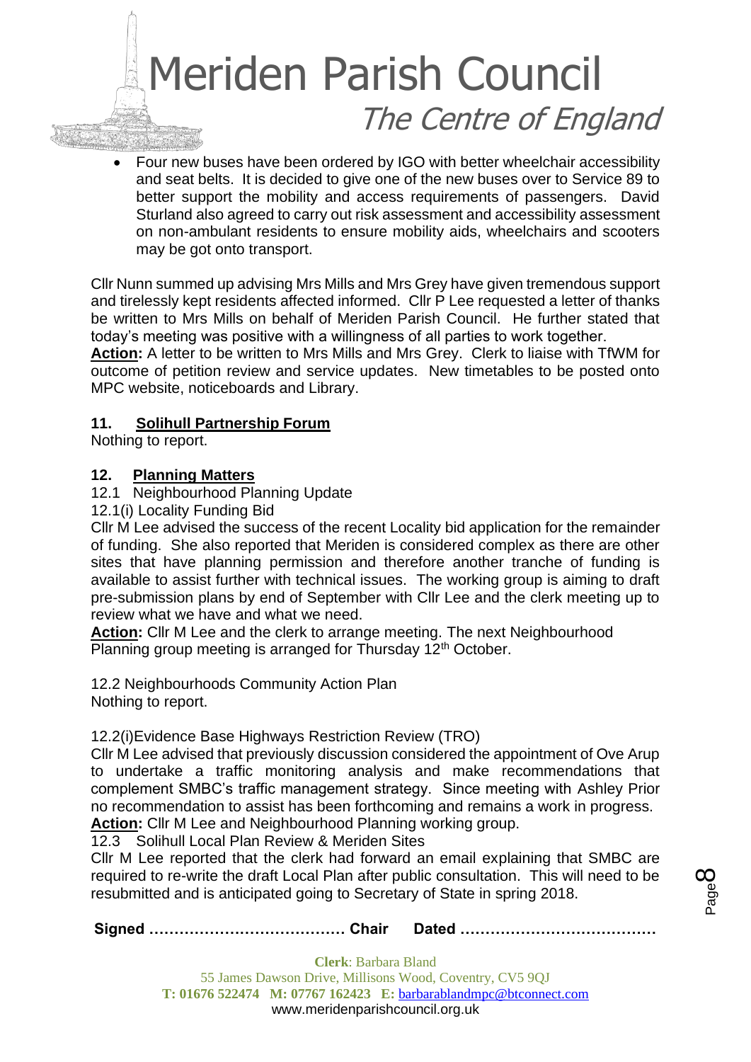- Four new buses have been ordered by IGO with better wheelchair accessibility and seat belts. It is decided to give one of the new buses over to Service 89 to better support the mobility and access requirements of passengers. David Sturland also agreed to carry out risk assessment and accessibility assessment on non-ambulant residents to ensure mobility aids, wheelchairs and scooters may be got onto transport.

Cllr Nunn summed up advising Mrs Mills and Mrs Grey have given tremendous support and tirelessly kept residents affected informed. Cllr P Lee requested a letter of thanks be written to Mrs Mills on behalf of Meriden Parish Council. He further stated that today's meeting was positive with a willingness of all parties to work together.

**Action:** A letter to be written to Mrs Mills and Mrs Grey. Clerk to liaise with TfWM for outcome of petition review and service updates. New timetables to be posted onto MPC website, noticeboards and Library.

## 11. Solihull Partnership Forum

Nothing to report.

## 12. Planning Matters

12.1 Neighbourhood Planning Update

12.1(i) Locality Funding Bid

Cllr M Lee advised the success of the recent Locality bid application for the remainder of funding. She also reported that Meriden is considered complex as there are other sites that have planning permission and therefore another tranche of funding is available to assist further with technical issues. The working group is aiming to draft pre-submission plans by end of September with Cllr Lee and the clerk meeting up to review what we have and what we need.

**Action:** Cllr M Lee and the clerk to arrange meeting. The next Neighbourhood Planning group meeting is arranged for Thursday 12th October.

12.2 Neighbourhoods Community Action Plan

Nothing to report.

12.2(i)Evidence Base Highways Restriction Review (TRO)

Cllr M Lee advised that previously discussion considered the appointment of Ove Arup to undertake a traffic monitoring analysis and make recommendations that complement SMBC's traffic management strategy. Since meeting with Ashley Prior no recommendation to assist has been forthcoming and remains a work in progress.

**Action:** Cllr M Lee and Neighbourhood Planning working group.

12.3 Solihull Local Plan Review & Meriden Sites

Cllr M Lee reported that the clerk had forward an email explaining that SMBC are required to re-write the draft Local Plan after public consultation. This will need to be resubmitted and is anticipated going to Secretary of State in spring 2018.

**Signed ………………………………… Chair Dated …………………………………**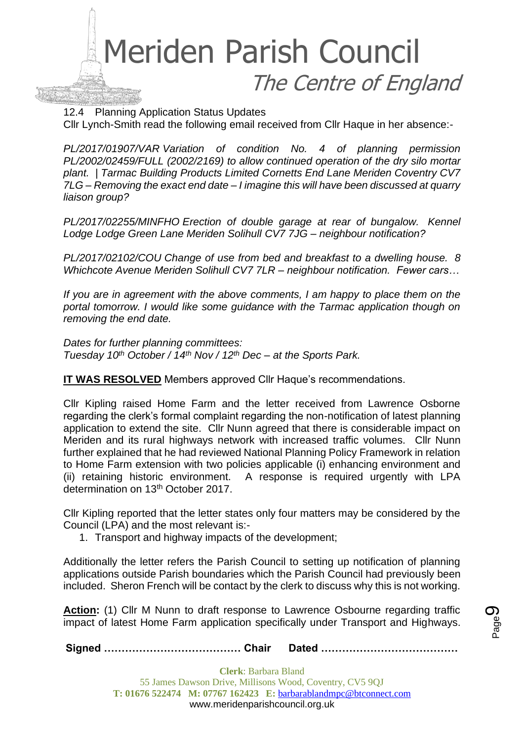12.4 Planning Application Status Updates

Cllr Lynch-Smith read the following email received from Cllr Haque in her absence:-

*PL/2017/01907/VAR Variation of condition No. 4 of planning permission PL/2002/02459/FULL (2002/2169) to allow continued operation of the dry silo mortar plant. | Tarmac Building Products Limited Cornetts End Lane Meriden Coventry CV7 7LG – Removing the exact end date – I imagine this will have been discussed at quarry liaison group?*

*PL/2017/02255/MINFHO Erection of double garage at rear of bungalow. Kennel Lodge Lodge Green Lane Meriden Solihull CV7 7JG – neighbour notification?*

*PL/2017/02102/COU Change of use from bed and breakfast to a dwelling house. 8 Whichcote Avenue Meriden Solihull CV7 7LR – neighbour notification. Fewer cars…*

*If you are in agreement with the above comments, I am happy to place them on the portal tomorrow. I would like some guidance with the Tarmac application though on removing the end date.*

*Dates for further planning committees:*
*Tuesday 10th October / 14th Nov / 12th Dec – at the Sports Park.*

**IT WAS RESOLVED** Members approved Cllr Haque's recommendations.

Cllr Kipling raised Home Farm and the letter received from Lawrence Osborne regarding the clerk's formal complaint regarding the non-notification of latest planning application to extend the site. Cllr Nunn agreed that there is considerable impact on Meriden and its rural highways network with increased traffic volumes. Cllr Nunn further explained that he had reviewed National Planning Policy Framework in relation to Home Farm extension with two policies applicable (i) enhancing environment and (ii) retaining historic environment. A response is required urgently with LPA determination on 13th October 2017.

Cllr Kipling reported that the letter states only four matters may be considered by the Council (LPA) and the most relevant is:-

1. Transport and highway impacts of the development;

Additionally the letter refers the Parish Council to setting up notification of planning applications outside Parish boundaries which the Parish Council had previously been included. Sheron French will be contact by the clerk to discuss why this is not working.

**Action:** (1) Cllr M Nunn to draft response to Lawrence Osbourne regarding traffic impact of latest Home Farm application specifically under Transport and Highways.

**Signed ………………………………… Chair Dated …………………………………**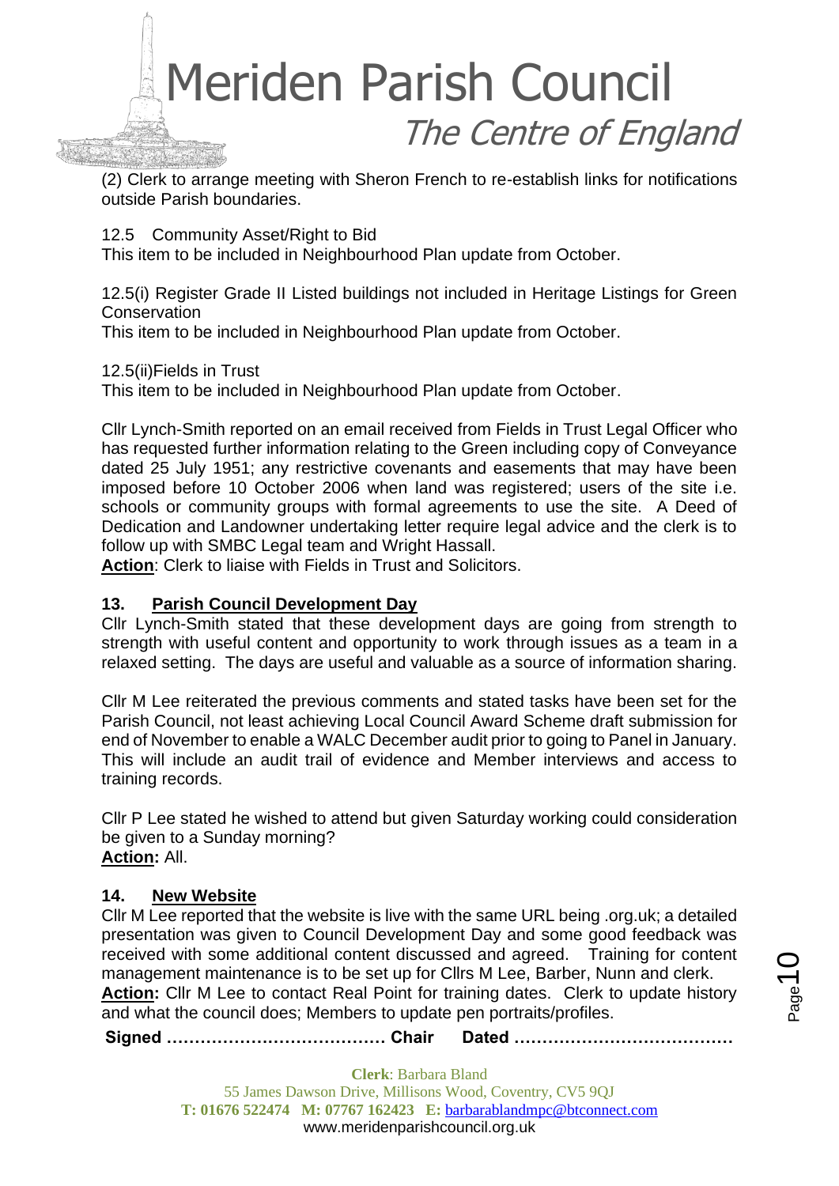(2) Clerk to arrange meeting with Sheron French to re-establish links for notifications outside Parish boundaries.

12.5 Community Asset/Right to Bid

This item to be included in Neighbourhood Plan update from October.

12.5(i) Register Grade II Listed buildings not included in Heritage Listings for Green Conservation

This item to be included in Neighbourhood Plan update from October.

12.5(ii)Fields in Trust

This item to be included in Neighbourhood Plan update from October.

Cllr Lynch-Smith reported on an email received from Fields in Trust Legal Officer who has requested further information relating to the Green including copy of Conveyance dated 25 July 1951; any restrictive covenants and easements that may have been imposed before 10 October 2006 when land was registered; users of the site i.e. schools or community groups with formal agreements to use the site. A Deed of Dedication and Landowner undertaking letter require legal advice and the clerk is to follow up with SMBC Legal team and Wright Hassall.

**Action**: Clerk to liaise with Fields in Trust and Solicitors.

## 13. Parish Council Development Day

Cllr Lynch-Smith stated that these development days are going from strength to strength with useful content and opportunity to work through issues as a team in a relaxed setting. The days are useful and valuable as a source of information sharing.

Cllr M Lee reiterated the previous comments and stated tasks have been set for the Parish Council, not least achieving Local Council Award Scheme draft submission for end of November to enable a WALC December audit prior to going to Panel in January. This will include an audit trail of evidence and Member interviews and access to training records.

Cllr P Lee stated he wished to attend but given Saturday working could consideration be given to a Sunday morning?

**Action:** All.

## 14. New Website

Cllr M Lee reported that the website is live with the same URL being .org.uk; a detailed presentation was given to Council Development Day and some good feedback was received with some additional content discussed and agreed. Training for content management maintenance is to be set up for Cllrs M Lee, Barber, Nunn and clerk.

**Action:** Cllr M Lee to contact Real Point for training dates. Clerk to update history and what the council does; Members to update pen portraits/profiles.

**Signed ………………………………… Chair Dated …………………………………**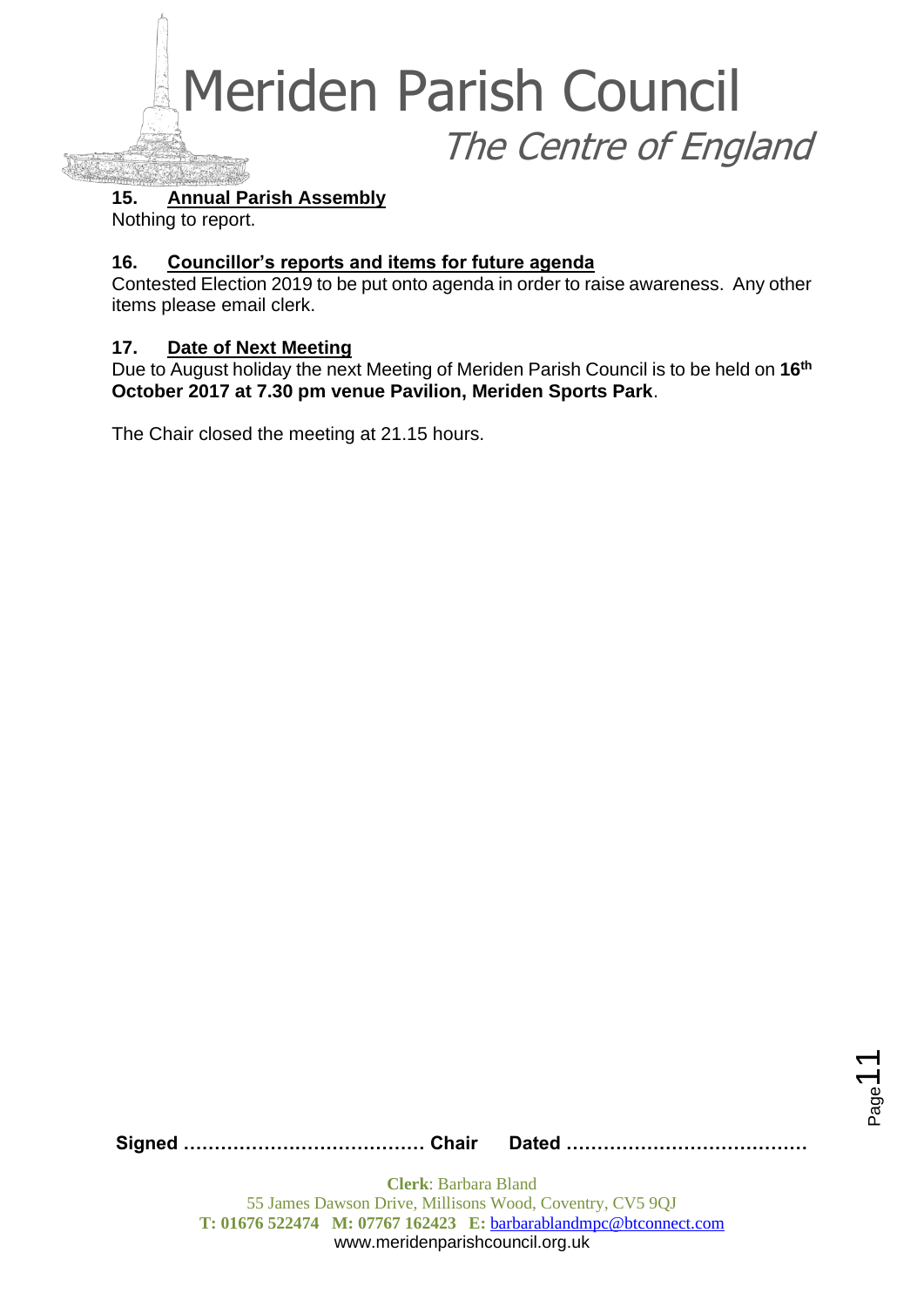## 15. Annual Parish Assembly

Nothing to report.

## 16. Councillor's reports and items for future agenda

Contested Election 2019 to be put onto agenda in order to raise awareness. Any other items please email clerk.

## 17. Date of Next Meeting

Due to August holiday the next Meeting of Meriden Parish Council is to be held on **16th October 2017 at 7.30 pm venue Pavilion, Meriden Sports Park**.

The Chair closed the meeting at 21.15 hours.

**Signed ………………………………… Chair Dated …………………………………**